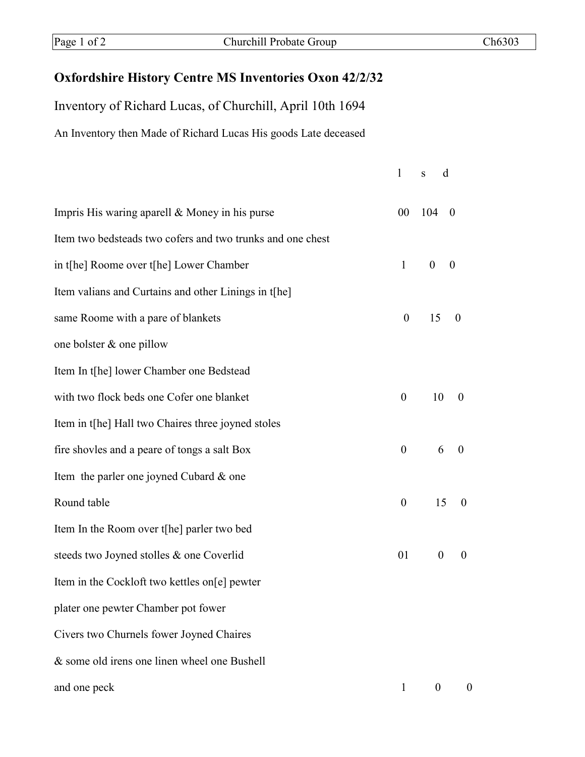## Oxfordshire History Centre MS Inventories Oxon 42/2/32

Inventory of Richard Lucas, of Churchill, April 10th 1694

An Inventory then Made of Richard Lucas His goods Late deceased

| | l | s | d |
|---|---|---|---|
| Impris His waring aparell & Money in his purse | 00 | 104 | 0 |
| Item two bedsteads two cofers and two trunks and one chest | | | |
| in t[he] Roome over t[he] Lower Chamber | 1 | 0 | 0 |
| Item valians and Curtains and other Linings in t[he] | | | |
| same Roome with a pare of blankets | 0 | 15 | 0 |
| one bolster & one pillow | | | |
| Item In t[he] lower Chamber one Bedstead | | | |
| with two flock beds one Cofer one blanket | 0 | 10 | 0 |
| Item in t[he] Hall two Chaires three joyned stoles | | | |
| fire shovles and a peare of tongs a salt Box | 0 | 6 | 0 |
| Item the parler one joyned Cubard & one | | | |
| Round table | 0 | 15 | 0 |
| Item In the Room over t[he] parler two bed | | | |
| steeds two Joyned stolles & one Coverlid | 01 | 0 | 0 |
| Item in the Cockloft two kettles on[e] pewter | | | |
| plater one pewter Chamber pot fower | | | |
| Civers two Churnels fower Joyned Chaires | | | |
| & some old irens one linen wheel one Bushell | | | |
| and one peck | 1 | 0 | 0 |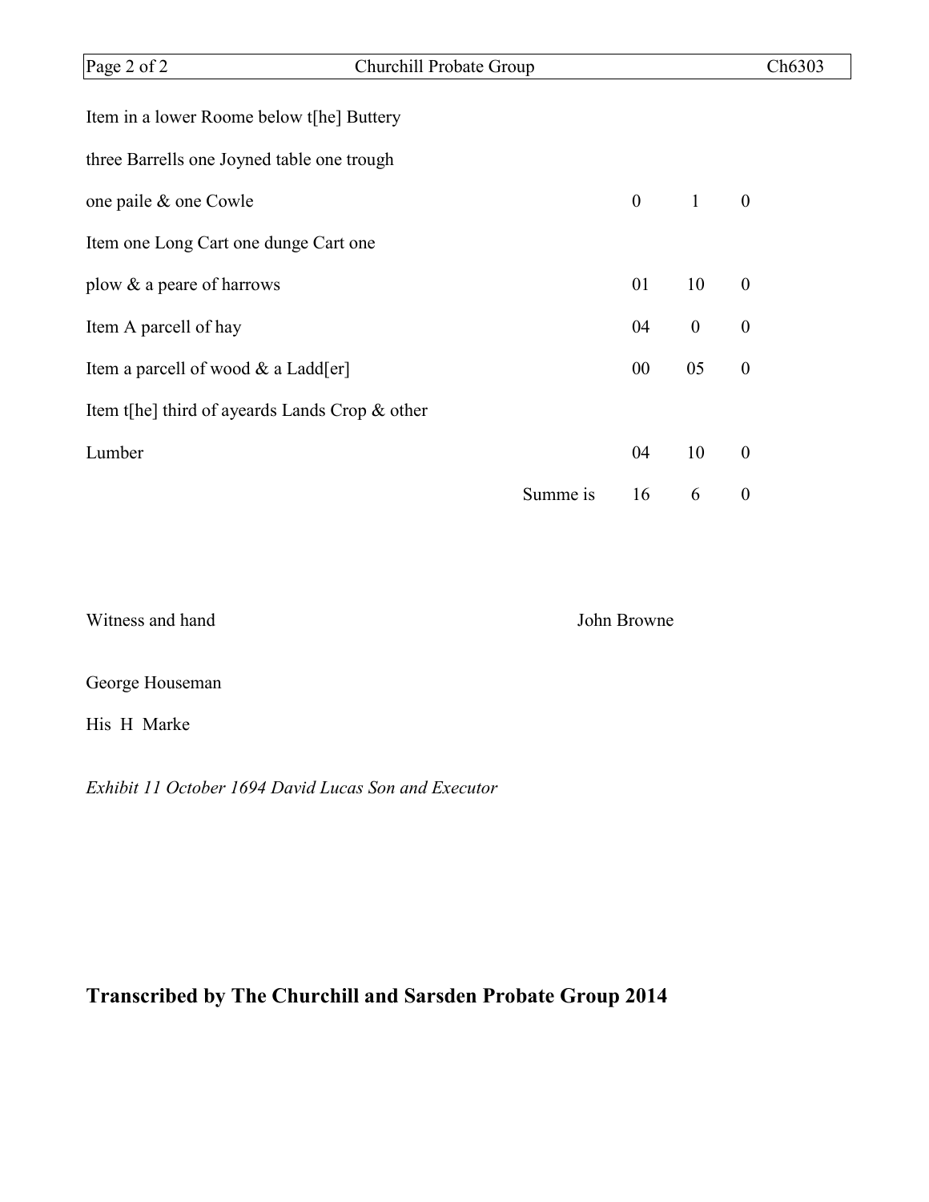| | | | |
|---|---|---|---|
| Item in a lower Roome below t[he] Buttery three Barrells one Joyned table one trough one paile & one Cowle | 0 | 1 | 0 |
| Item one Long Cart one dunge Cart one plow & a peare of harrows | 01 | 10 | 0 |
| Item A parcell of hay | 04 | 0 | 0 |
| Item a parcell of wood & a Ladd[er] | 00 | 05 | 0 |
| Item t[he] third of ayeards Lands Crop & other Lumber | 04 | 10 | 0 |
| Summe is | 16 | 6 | 0 |

Witness and hand John Browne

George Houseman

His H Marke

*Exhibit 11 October 1694 David Lucas Son and Executor*

**Transcribed by The Churchill and Sarsden Probate Group 2014**